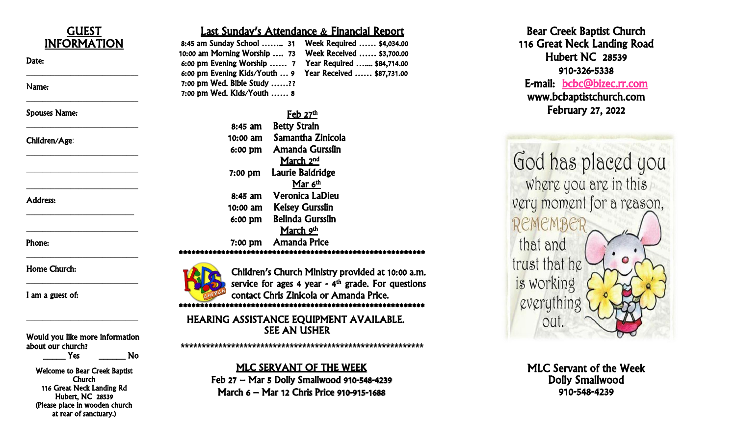## GUEST INFORMATION

Date: ____________________________

Name: ____________________________

Spouses Name: ____________________________

Children/Age: ____________________________

____________________________

____________________________

Address: ____________________________

____________________________

Phone: ____________________________

Home Church: ____________________________

I am a guest of: ____________________________

Would you like more information about our church?
______ Yes ______ No

Welcome to Bear Creek Baptist Church
116 Great Neck Landing Rd
Hubert, NC 28539
(Please place in wooden church at rear of sanctuary.)

## Last Sunday's Attendance & Financial Report

| | | | |
|---|---|---|---|
| 8:45 am Sunday School …….. | 31 | Week Required …… | $4,034.00 |
| 10:00 am Morning Worship …. | 73 | Week Received …… | $3,700.00 |
| 6:00 pm Evening Worship …… | 7 | Year Required ….... | $84,714.00 |
| 6:00 pm Evening Kids/Youth … | 9 | Year Received …… | $87,731.00 |
| 7:00 pm Wed. Bible Study …… | ?? | | |
| 7:00 pm Wed. Kids/Youth …… | 8 | | |

**Feb 27th**
- 8:45 am Betty Strain
- 10:00 am Samantha Zinicola
- 6:00 pm Amanda Gursslin

**March 2nd**
- 7:00 pm Laurie Baldridge

**Mar 6th**
- 8:45 am Veronica LaDieu
- 10:00 am Kelsey Gursslin
- 6:00 pm Belinda Gursslin

**March 9th**
- 7:00 pm Amanda Price

*************************************************************

Children's Church Ministry provided at 10:00 a.m. service for ages 4 year - 4th grade. For questions contact Chris Zinicola or Amanda Price.

*************************************************************

HEARING ASSISTANCE EQUIPMENT AVAILABLE.
SEE AN USHER

*************************************************************

**MLC SERVANT OF THE WEEK**

Feb 27 – Mar 5 Dolly Smallwood 910-548-4239
March 6 – Mar 12 Chris Price 910-915-1688

# Bear Creek Baptist Church

116 Great Neck Landing Road
Hubert NC 28539
910-326-5338
E-mail: bcbc@bizec.rr.com
www.bcbaptistchurch.com
February 27, 2022

God has placed you where you are in this very moment for a reason, REMEMBER that and trust that he is working everything out.

**MLC Servant of the Week**
**Dolly Smallwood**
**910-548-4239**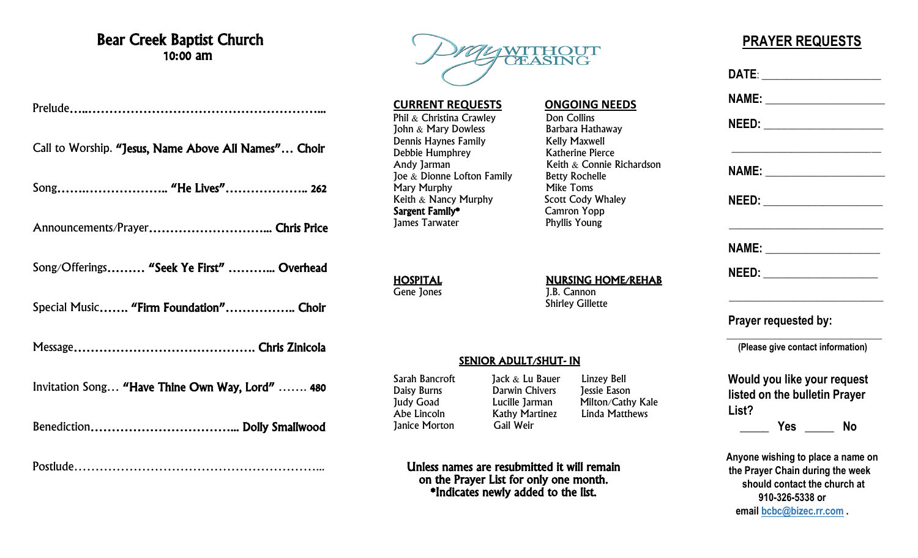# Bear Creek Baptist Church

**10:00 am**

Prelude…..…………………………………………………...

Call to Worship. **"Jesus, Name Above All Names"… Choir**

Song……..………………….. **"He Lives"……………….. 262**

Announcements/Prayer………………………... **Chris Price**

Song/Offerings……… **"Seek Ye First" ………... Overhead**

Special Music……. **"Firm Foundation"…………….. Choir**

Message……………………………………. **Chris Zinicola**

Invitation Song… **"Have Thine Own Way, Lord"** ……. **480**

Benediction……………………………... **Dolly Smallwood**

Postlude…………………………………………………...

---

Pray WITHOUT CEASING

**CURRENT REQUESTS**

Phil & Christina Crawley
John & Mary Dowless
Dennis Haynes Family
Debbie Humphrey
Andy Jarman
Joe & Dionne Lofton Family
Mary Murphy
Keith & Nancy Murphy
**Sargent Family***
James Tarwater

**ONGOING NEEDS**

Don Collins
Barbara Hathaway
Kelly Maxwell
Katherine Pierce
Keith & Connie Richardson
Betty Rochelle
Mike Toms
Scott Cody Whaley
Camron Yopp
Phyllis Young

**HOSPITAL**

Gene Jones

**NURSING HOME/REHAB**

J.B. Cannon
Shirley Gillette

**SENIOR ADULT/SHUT- IN**

| | | |
|---|---|---|
| Sarah Bancroft | Jack & Lu Bauer | Linzey Bell |
| Daisy Burns | Darwin Chivers | Jessie Eason |
| Judy Goad | Lucille Jarman | Milton/Cathy Kale |
| Abe Lincoln | Kathy Martinez | Linda Matthews |
| Janice Morton | Gail Weir | |

**Unless names are resubmitted it will remain on the Prayer List for only one month.
*Indicates newly added to the list.**

---

## PRAYER REQUESTS

**DATE**: ____________________

**NAME:** ____________________

**NEED:** ____________________

____________________________

**NAME:** ____________________

**NEED:** ____________________

____________________________

**NAME:** ____________________

**NEED:** ____________________

____________________________

**Prayer requested by:**

____________________________

**(Please give contact information)**

**Would you like your request listed on the bulletin Prayer List?**

_____ **Yes** _____ **No**

**Anyone wishing to place a name on the Prayer Chain during the week should contact the church at 910-326-5338 or email bcbc@bizec.rr.com .**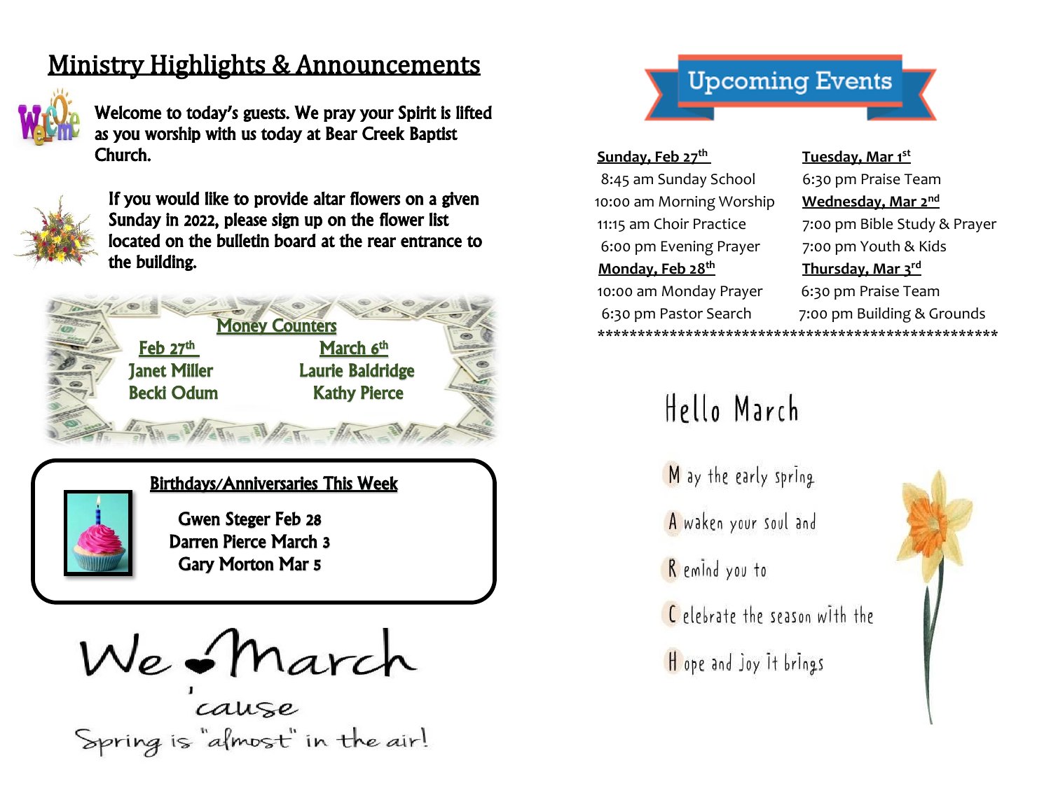# Ministry Highlights & Announcements

Welcome to today's guests. We pray your Spirit is lifted as you worship with us today at Bear Creek Baptist Church.

If you would like to provide altar flowers on a given Sunday in 2022, please sign up on the flower list located on the bulletin board at the rear entrance to the building.

## Money Counters

| Feb 27th | March 6th |
|---|---|
| Janet Miller | Laurie Baldridge |
| Becki Odum | Kathy Pierce |

## Birthdays/Anniversaries This Week

Gwen Steger Feb 28
Darren Pierce March 3
Gary Morton Mar 5

We ♥ March 'cause Spring is "almost" in the air!

# Upcoming Events

**Sunday, Feb 27th**
8:45 am Sunday School
10:00 am Morning Worship
11:15 am Choir Practice
6:00 pm Evening Prayer

**Monday, Feb 28th**
10:00 am Monday Prayer
6:30 pm Pastor Search

**Tuesday, Mar 1st**
6:30 pm Praise Team

**Wednesday, Mar 2nd**
7:00 pm Bible Study & Prayer
7:00 pm Youth & Kids

**Thursday, Mar 3rd**
6:30 pm Praise Team
7:00 pm Building & Grounds

**************************************************

## Hello March

May the early spring
Awaken your soul and
Remind you to
Celebrate the season with the
Hope and joy it brings